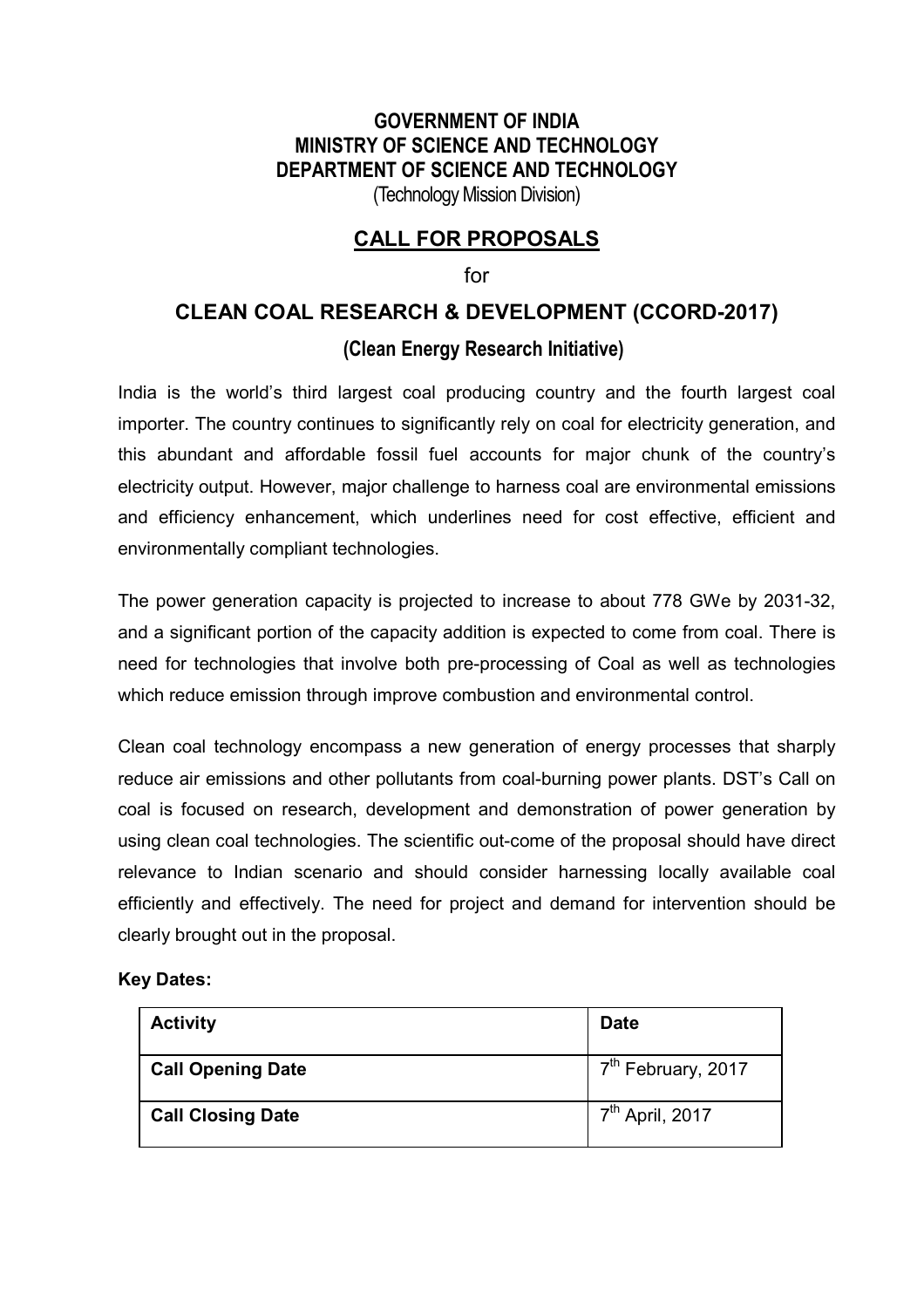**GOVERNMENT OF INDIA**
**MINISTRY OF SCIENCE AND TECHNOLOGY**
**DEPARTMENT OF SCIENCE AND TECHNOLOGY**
(Technology Mission Division)

# CALL FOR PROPOSALS

for

# CLEAN COAL RESEARCH & DEVELOPMENT (CCORD-2017)

## (Clean Energy Research Initiative)

India is the world's third largest coal producing country and the fourth largest coal importer. The country continues to significantly rely on coal for electricity generation, and this abundant and affordable fossil fuel accounts for major chunk of the country's electricity output. However, major challenge to harness coal are environmental emissions and efficiency enhancement, which underlines need for cost effective, efficient and environmentally compliant technologies.

The power generation capacity is projected to increase to about 778 GWe by 2031-32, and a significant portion of the capacity addition is expected to come from coal. There is need for technologies that involve both pre-processing of Coal as well as technologies which reduce emission through improve combustion and environmental control.

Clean coal technology encompass a new generation of energy processes that sharply reduce air emissions and other pollutants from coal-burning power plants. DST's Call on coal is focused on research, development and demonstration of power generation by using clean coal technologies. The scientific out-come of the proposal should have direct relevance to Indian scenario and should consider harnessing locally available coal efficiently and effectively. The need for project and demand for intervention should be clearly brought out in the proposal.

**Key Dates:**

| Activity | Date |
|---|---|
| **Call Opening Date** | 7th February, 2017 |
| **Call Closing Date** | 7th April, 2017 |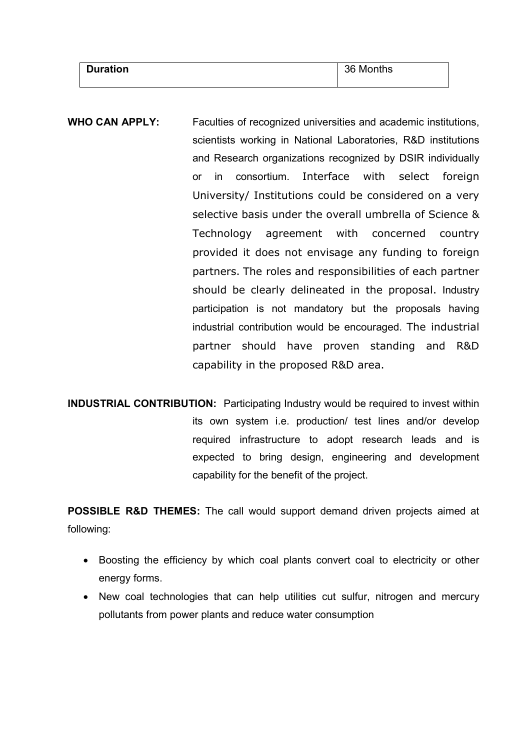| **Duration** | 36 Months |
|---|---|

**WHO CAN APPLY:** Faculties of recognized universities and academic institutions, scientists working in National Laboratories, R&D institutions and Research organizations recognized by DSIR individually or in consortium. Interface with select foreign University/ Institutions could be considered on a very selective basis under the overall umbrella of Science & Technology agreement with concerned country provided it does not envisage any funding to foreign partners. The roles and responsibilities of each partner should be clearly delineated in the proposal. Industry participation is not mandatory but the proposals having industrial contribution would be encouraged. The industrial partner should have proven standing and R&D capability in the proposed R&D area.

**INDUSTRIAL CONTRIBUTION:** Participating Industry would be required to invest within its own system i.e. production/ test lines and/or develop required infrastructure to adopt research leads and is expected to bring design, engineering and development capability for the benefit of the project.

**POSSIBLE R&D THEMES:** The call would support demand driven projects aimed at following:

- Boosting the efficiency by which coal plants convert coal to electricity or other energy forms.
- New coal technologies that can help utilities cut sulfur, nitrogen and mercury pollutants from power plants and reduce water consumption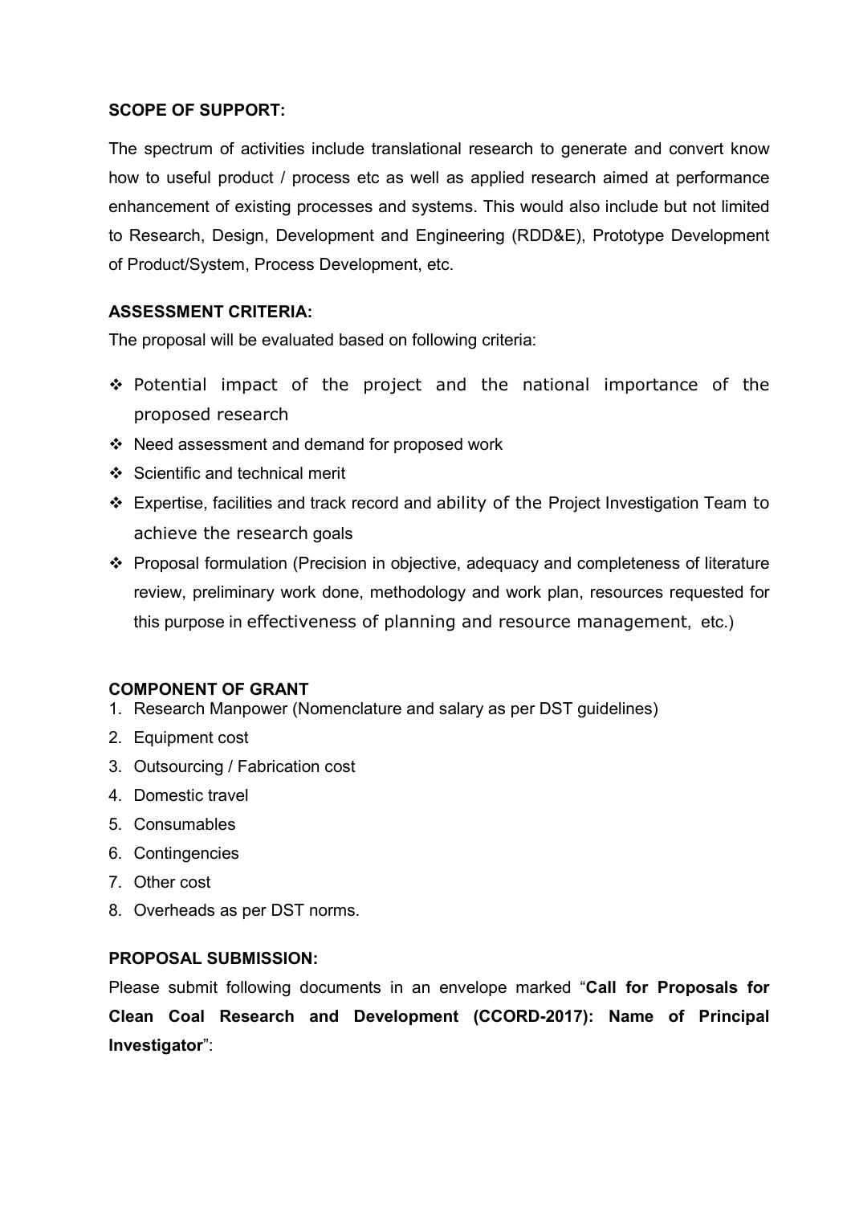**SCOPE OF SUPPORT:**

The spectrum of activities include translational research to generate and convert know how to useful product / process etc as well as applied research aimed at performance enhancement of existing processes and systems. This would also include but not limited to Research, Design, Development and Engineering (RDD&E), Prototype Development of Product/System, Process Development, etc.

**ASSESSMENT CRITERIA:**

The proposal will be evaluated based on following criteria:

- Potential impact of the project and the national importance of the proposed research
- Need assessment and demand for proposed work
- Scientific and technical merit
- Expertise, facilities and track record and ability of the Project Investigation Team to achieve the research goals
- Proposal formulation (Precision in objective, adequacy and completeness of literature review, preliminary work done, methodology and work plan, resources requested for this purpose in effectiveness of planning and resource management, etc.)

**COMPONENT OF GRANT**

1. Research Manpower (Nomenclature and salary as per DST guidelines)
2. Equipment cost
3. Outsourcing / Fabrication cost
4. Domestic travel
5. Consumables
6. Contingencies
7. Other cost
8. Overheads as per DST norms.

**PROPOSAL SUBMISSION:**

Please submit following documents in an envelope marked "**Call for Proposals for Clean Coal Research and Development (CCORD-2017): Name of Principal Investigator**":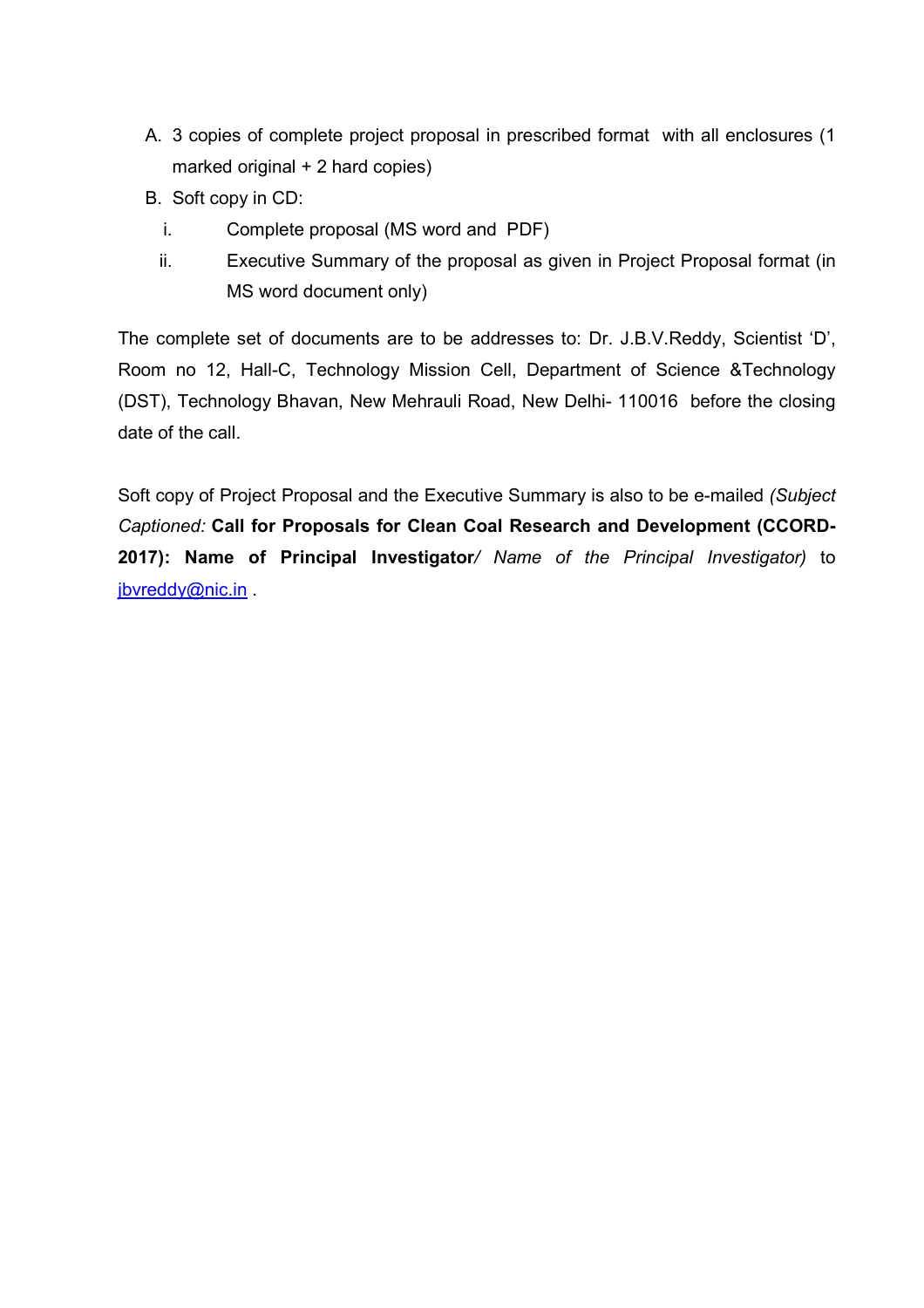A. 3 copies of complete project proposal in prescribed format with all enclosures (1 marked original + 2 hard copies)
B. Soft copy in CD:
   i. Complete proposal (MS word and PDF)
   ii. Executive Summary of the proposal as given in Project Proposal format (in MS word document only)

The complete set of documents are to be addresses to: Dr. J.B.V.Reddy, Scientist 'D', Room no 12, Hall-C, Technology Mission Cell, Department of Science &Technology (DST), Technology Bhavan, New Mehrauli Road, New Delhi- 110016 before the closing date of the call.

Soft copy of Project Proposal and the Executive Summary is also to be e-mailed *(Subject Captioned:* **Call for Proposals for Clean Coal Research and Development (CCORD-2017): Name of Principal Investigator***/ Name of the Principal Investigator)* to jbvreddy@nic.in .